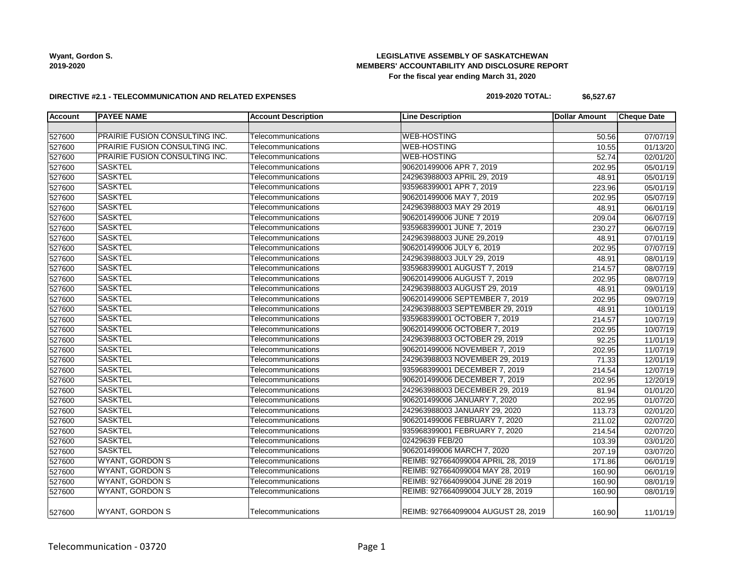**Wyant, Gordon S.**
**2019-2020**

**LEGISLATIVE ASSEMBLY OF SASKATCHEWAN**
**MEMBERS' ACCOUNTABILITY AND DISCLOSURE REPORT**
**For the fiscal year ending March 31, 2020**

**DIRECTIVE #2.1 - TELECOMMUNICATION AND RELATED EXPENSES**

**2019-2020 TOTAL: $6,527.67**

| Account | PAYEE NAME | Account Description | Line Description | Dollar Amount | Cheque Date |
|---|---|---|---|---|---|
| | | | | | |
| 527600 | PRAIRIE FUSION CONSULTING INC. | Telecommunications | WEB-HOSTING | 50.56 | 07/07/19 |
| 527600 | PRAIRIE FUSION CONSULTING INC. | Telecommunications | WEB-HOSTING | 10.55 | 01/13/20 |
| 527600 | PRAIRIE FUSION CONSULTING INC. | Telecommunications | WEB-HOSTING | 52.74 | 02/01/20 |
| 527600 | SASKTEL | Telecommunications | 906201499006 APR 7, 2019 | 202.95 | 05/01/19 |
| 527600 | SASKTEL | Telecommunications | 242963988003 APRIL 29, 2019 | 48.91 | 05/01/19 |
| 527600 | SASKTEL | Telecommunications | 935968399001 APR 7, 2019 | 223.96 | 05/01/19 |
| 527600 | SASKTEL | Telecommunications | 906201499006 MAY 7, 2019 | 202.95 | 05/07/19 |
| 527600 | SASKTEL | Telecommunications | 242963988003 MAY 29 2019 | 48.91 | 06/01/19 |
| 527600 | SASKTEL | Telecommunications | 906201499006 JUNE 7 2019 | 209.04 | 06/07/19 |
| 527600 | SASKTEL | Telecommunications | 935968399001 JUNE 7, 2019 | 230.27 | 06/07/19 |
| 527600 | SASKTEL | Telecommunications | 242963988003 JUNE 29,2019 | 48.91 | 07/01/19 |
| 527600 | SASKTEL | Telecommunications | 906201499006 JULY 6, 2019 | 202.95 | 07/07/19 |
| 527600 | SASKTEL | Telecommunications | 242963988003 JULY 29, 2019 | 48.91 | 08/01/19 |
| 527600 | SASKTEL | Telecommunications | 935968399001 AUGUST 7, 2019 | 214.57 | 08/07/19 |
| 527600 | SASKTEL | Telecommunications | 906201499006 AUGUST 7, 2019 | 202.95 | 08/07/19 |
| 527600 | SASKTEL | Telecommunications | 242963988003 AUGUST 29, 2019 | 48.91 | 09/01/19 |
| 527600 | SASKTEL | Telecommunications | 906201499006 SEPTEMBER 7, 2019 | 202.95 | 09/07/19 |
| 527600 | SASKTEL | Telecommunications | 242963988003 SEPTEMBER 29, 2019 | 48.91 | 10/01/19 |
| 527600 | SASKTEL | Telecommunications | 935968399001 OCTOBER 7, 2019 | 214.57 | 10/07/19 |
| 527600 | SASKTEL | Telecommunications | 906201499006 OCTOBER 7, 2019 | 202.95 | 10/07/19 |
| 527600 | SASKTEL | Telecommunications | 242963988003 OCTOBER 29, 2019 | 92.25 | 11/01/19 |
| 527600 | SASKTEL | Telecommunications | 906201499006 NOVEMBER 7, 2019 | 202.95 | 11/07/19 |
| 527600 | SASKTEL | Telecommunications | 242963988003 NOVEMBER 29, 2019 | 71.33 | 12/01/19 |
| 527600 | SASKTEL | Telecommunications | 935968399001 DECEMBER 7, 2019 | 214.54 | 12/07/19 |
| 527600 | SASKTEL | Telecommunications | 906201499006 DECEMBER 7, 2019 | 202.95 | 12/20/19 |
| 527600 | SASKTEL | Telecommunications | 242963988003 DECEMBER 29, 2019 | 81.94 | 01/01/20 |
| 527600 | SASKTEL | Telecommunications | 906201499006 JANUARY 7, 2020 | 202.95 | 01/07/20 |
| 527600 | SASKTEL | Telecommunications | 242963988003 JANUARY 29, 2020 | 113.73 | 02/01/20 |
| 527600 | SASKTEL | Telecommunications | 906201499006 FEBRUARY 7, 2020 | 211.02 | 02/07/20 |
| 527600 | SASKTEL | Telecommunications | 935968399001 FEBRUARY 7, 2020 | 214.54 | 02/07/20 |
| 527600 | SASKTEL | Telecommunications | 02429639 FEB/20 | 103.39 | 03/01/20 |
| 527600 | SASKTEL | Telecommunications | 906201499006 MARCH 7, 2020 | 207.19 | 03/07/20 |
| 527600 | WYANT, GORDON S | Telecommunications | REIMB: 927664099004 APRIL 28, 2019 | 171.86 | 06/01/19 |
| 527600 | WYANT, GORDON S | Telecommunications | REIMB: 927664099004 MAY 28, 2019 | 160.90 | 06/01/19 |
| 527600 | WYANT, GORDON S | Telecommunications | REIMB: 927664099004 JUNE 28 2019 | 160.90 | 08/01/19 |
| 527600 | WYANT, GORDON S | Telecommunications | REIMB: 927664099004 JULY 28, 2019 | 160.90 | 08/01/19 |
| 527600 | WYANT, GORDON S | Telecommunications | REIMB: 927664099004 AUGUST 28, 2019 | 160.90 | 11/01/19 |

Telecommunication - 03720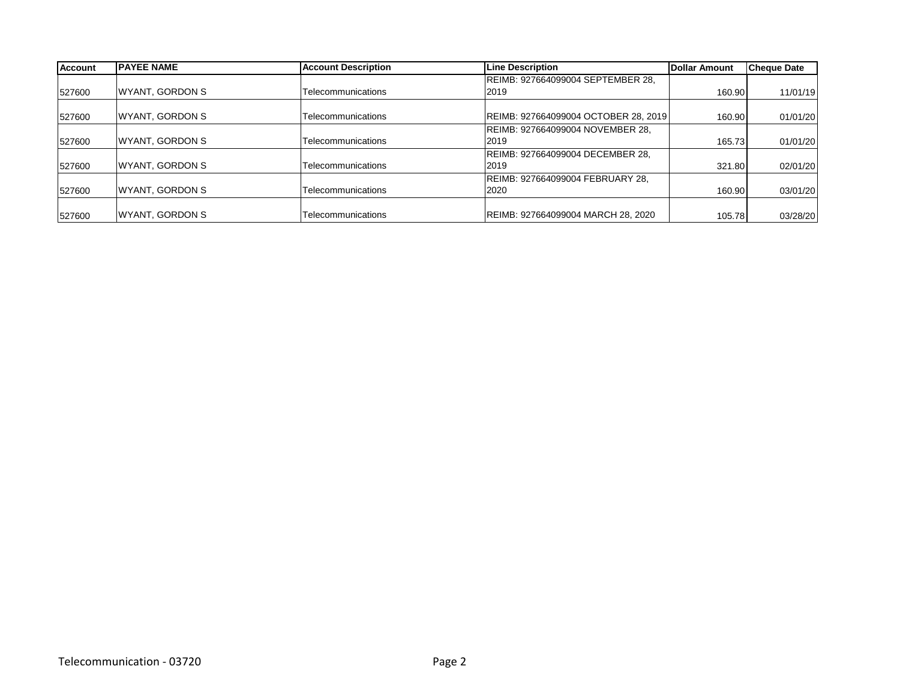| Account | PAYEE NAME | Account Description | Line Description | Dollar Amount | Cheque Date |
|---|---|---|---|---|---|
| 527600 | WYANT, GORDON S | Telecommunications | REIMB: 927664099004 SEPTEMBER 28, 2019 | 160.90 | 11/01/19 |
| 527600 | WYANT, GORDON S | Telecommunications | REIMB: 927664099004 OCTOBER 28, 2019 | 160.90 | 01/01/20 |
| 527600 | WYANT, GORDON S | Telecommunications | REIMB: 927664099004 NOVEMBER 28, 2019 | 165.73 | 01/01/20 |
| 527600 | WYANT, GORDON S | Telecommunications | REIMB: 927664099004 DECEMBER 28, 2019 | 321.80 | 02/01/20 |
| 527600 | WYANT, GORDON S | Telecommunications | REIMB: 927664099004 FEBRUARY 28, 2020 | 160.90 | 03/01/20 |
| 527600 | WYANT, GORDON S | Telecommunications | REIMB: 927664099004 MARCH 28, 2020 | 105.78 | 03/28/20 |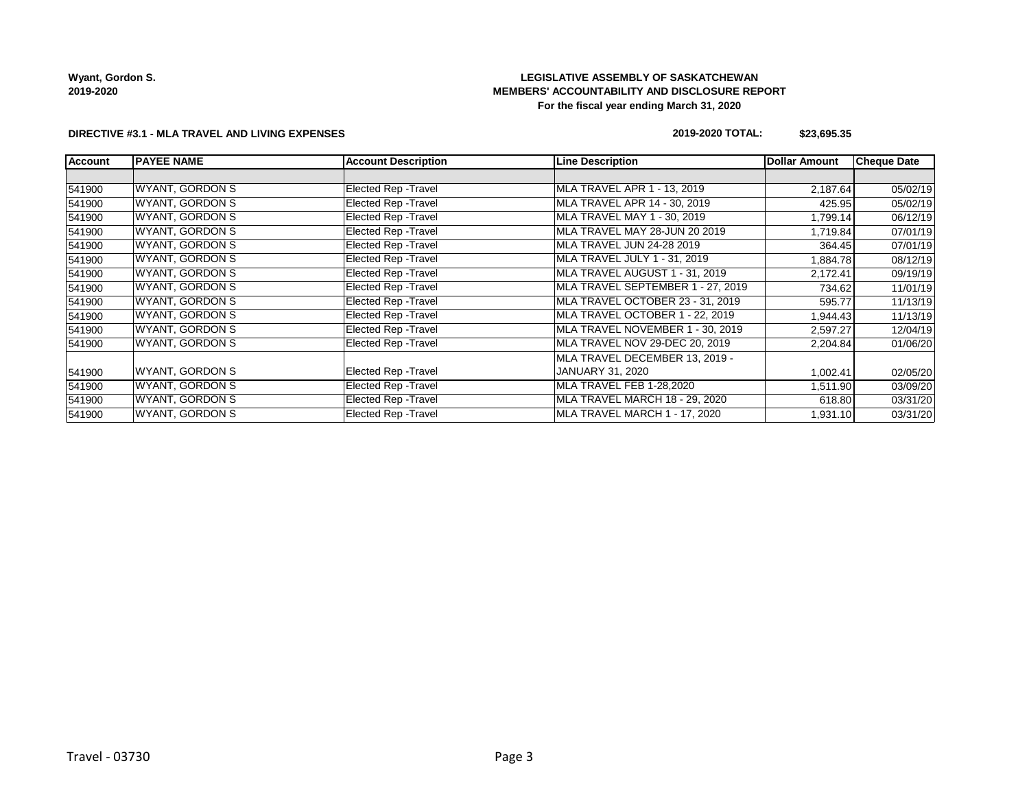**Wyant, Gordon S.**
**2019-2020**

**LEGISLATIVE ASSEMBLY OF SASKATCHEWAN**
**MEMBERS' ACCOUNTABILITY AND DISCLOSURE REPORT**
**For the fiscal year ending March 31, 2020**

**DIRECTIVE #3.1 - MLA TRAVEL AND LIVING EXPENSES**

**2019-2020 TOTAL: $23,695.35**

| Account | PAYEE NAME | Account Description | Line Description | Dollar Amount | Cheque Date |
|---|---|---|---|---|---|
| | | | | | |
| 541900 | WYANT, GORDON S | Elected Rep -Travel | MLA TRAVEL APR 1 - 13, 2019 | 2,187.64 | 05/02/19 |
| 541900 | WYANT, GORDON S | Elected Rep -Travel | MLA TRAVEL APR 14 - 30, 2019 | 425.95 | 05/02/19 |
| 541900 | WYANT, GORDON S | Elected Rep -Travel | MLA TRAVEL MAY 1 - 30, 2019 | 1,799.14 | 06/12/19 |
| 541900 | WYANT, GORDON S | Elected Rep -Travel | MLA TRAVEL MAY 28-JUN 20 2019 | 1,719.84 | 07/01/19 |
| 541900 | WYANT, GORDON S | Elected Rep -Travel | MLA TRAVEL JUN 24-28 2019 | 364.45 | 07/01/19 |
| 541900 | WYANT, GORDON S | Elected Rep -Travel | MLA TRAVEL JULY 1 - 31, 2019 | 1,884.78 | 08/12/19 |
| 541900 | WYANT, GORDON S | Elected Rep -Travel | MLA TRAVEL AUGUST 1 - 31, 2019 | 2,172.41 | 09/19/19 |
| 541900 | WYANT, GORDON S | Elected Rep -Travel | MLA TRAVEL SEPTEMBER 1 - 27, 2019 | 734.62 | 11/01/19 |
| 541900 | WYANT, GORDON S | Elected Rep -Travel | MLA TRAVEL OCTOBER 23 - 31, 2019 | 595.77 | 11/13/19 |
| 541900 | WYANT, GORDON S | Elected Rep -Travel | MLA TRAVEL OCTOBER 1 - 22, 2019 | 1,944.43 | 11/13/19 |
| 541900 | WYANT, GORDON S | Elected Rep -Travel | MLA TRAVEL NOVEMBER 1 - 30, 2019 | 2,597.27 | 12/04/19 |
| 541900 | WYANT, GORDON S | Elected Rep -Travel | MLA TRAVEL NOV 29-DEC 20, 2019 | 2,204.84 | 01/06/20 |
| 541900 | WYANT, GORDON S | Elected Rep -Travel | MLA TRAVEL DECEMBER 13, 2019 - JANUARY 31, 2020 | 1,002.41 | 02/05/20 |
| 541900 | WYANT, GORDON S | Elected Rep -Travel | MLA TRAVEL FEB 1-28,2020 | 1,511.90 | 03/09/20 |
| 541900 | WYANT, GORDON S | Elected Rep -Travel | MLA TRAVEL MARCH 18 - 29, 2020 | 618.80 | 03/31/20 |
| 541900 | WYANT, GORDON S | Elected Rep -Travel | MLA TRAVEL MARCH 1 - 17, 2020 | 1,931.10 | 03/31/20 |

Travel - 03730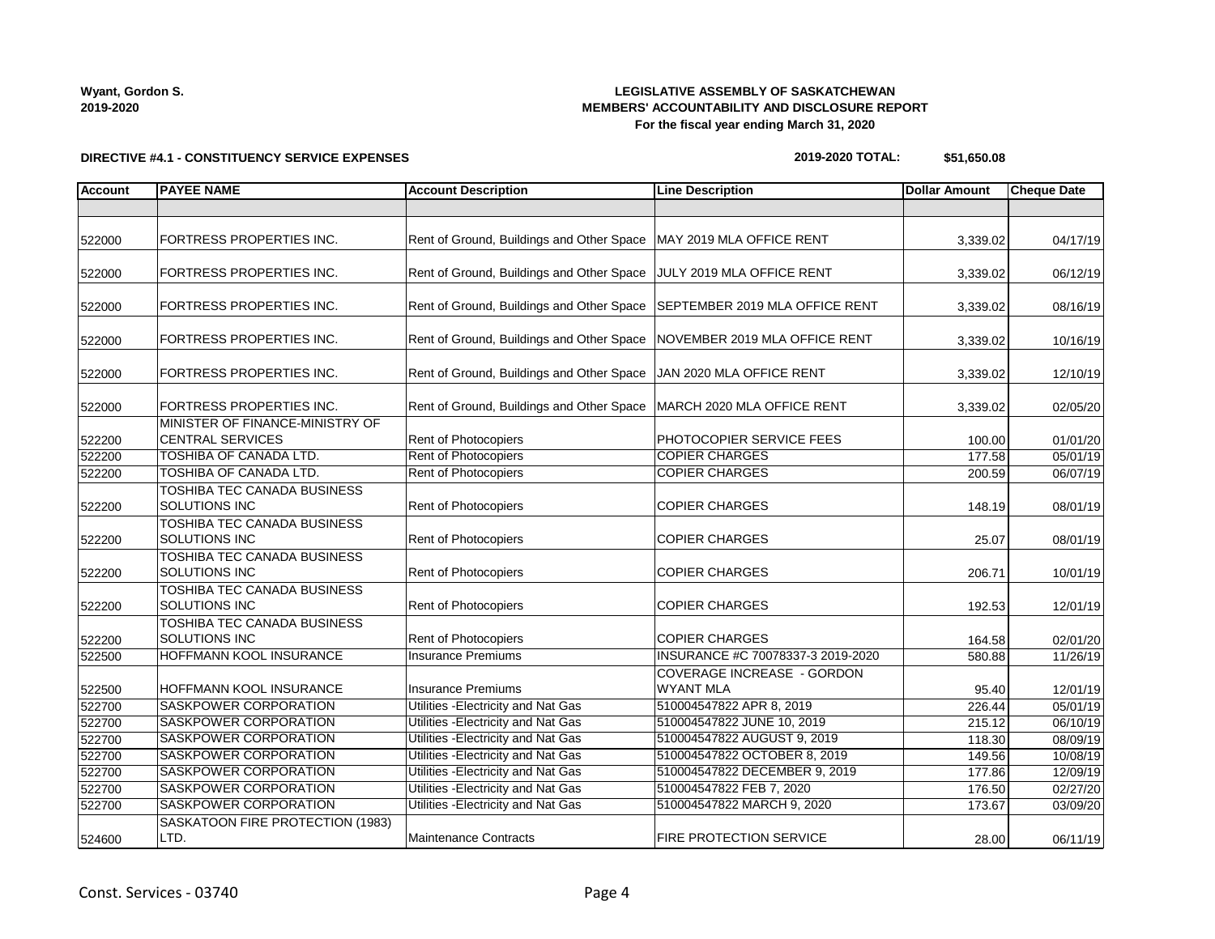Wyant, Gordon S.
2019-2020

**LEGISLATIVE ASSEMBLY OF SASKATCHEWAN**
**MEMBERS' ACCOUNTABILITY AND DISCLOSURE REPORT**
**For the fiscal year ending March 31, 2020**

**DIRECTIVE #4.1 - CONSTITUENCY SERVICE EXPENSES**

**2019-2020 TOTAL: $51,650.08**

| Account | PAYEE NAME | Account Description | Line Description | Dollar Amount | Cheque Date |
|---|---|---|---|---|---|
| | | | | | |
| 522000 | FORTRESS PROPERTIES INC. | Rent of Ground, Buildings and Other Space | MAY 2019 MLA OFFICE RENT | 3,339.02 | 04/17/19 |
| 522000 | FORTRESS PROPERTIES INC. | Rent of Ground, Buildings and Other Space | JULY 2019 MLA OFFICE RENT | 3,339.02 | 06/12/19 |
| 522000 | FORTRESS PROPERTIES INC. | Rent of Ground, Buildings and Other Space | SEPTEMBER 2019 MLA OFFICE RENT | 3,339.02 | 08/16/19 |
| 522000 | FORTRESS PROPERTIES INC. | Rent of Ground, Buildings and Other Space | NOVEMBER 2019 MLA OFFICE RENT | 3,339.02 | 10/16/19 |
| 522000 | FORTRESS PROPERTIES INC. | Rent of Ground, Buildings and Other Space | JAN 2020 MLA OFFICE RENT | 3,339.02 | 12/10/19 |
| 522000 | FORTRESS PROPERTIES INC. | Rent of Ground, Buildings and Other Space | MARCH 2020 MLA OFFICE RENT | 3,339.02 | 02/05/20 |
| 522200 | MINISTER OF FINANCE-MINISTRY OF CENTRAL SERVICES | Rent of Photocopiers | PHOTOCOPIER SERVICE FEES | 100.00 | 01/01/20 |
| 522200 | TOSHIBA OF CANADA LTD. | Rent of Photocopiers | COPIER CHARGES | 177.58 | 05/01/19 |
| 522200 | TOSHIBA OF CANADA LTD. | Rent of Photocopiers | COPIER CHARGES | 200.59 | 06/07/19 |
| 522200 | TOSHIBA TEC CANADA BUSINESS SOLUTIONS INC | Rent of Photocopiers | COPIER CHARGES | 148.19 | 08/01/19 |
| 522200 | TOSHIBA TEC CANADA BUSINESS SOLUTIONS INC | Rent of Photocopiers | COPIER CHARGES | 25.07 | 08/01/19 |
| 522200 | TOSHIBA TEC CANADA BUSINESS SOLUTIONS INC | Rent of Photocopiers | COPIER CHARGES | 206.71 | 10/01/19 |
| 522200 | TOSHIBA TEC CANADA BUSINESS SOLUTIONS INC | Rent of Photocopiers | COPIER CHARGES | 192.53 | 12/01/19 |
| 522200 | TOSHIBA TEC CANADA BUSINESS SOLUTIONS INC | Rent of Photocopiers | COPIER CHARGES | 164.58 | 02/01/20 |
| 522500 | HOFFMANN KOOL INSURANCE | Insurance Premiums | INSURANCE #C 70078337-3 2019-2020 | 580.88 | 11/26/19 |
| 522500 | HOFFMANN KOOL INSURANCE | Insurance Premiums | COVERAGE INCREASE - GORDON WYANT MLA | 95.40 | 12/01/19 |
| 522700 | SASKPOWER CORPORATION | Utilities -Electricity and Nat Gas | 510004547822 APR 8, 2019 | 226.44 | 05/01/19 |
| 522700 | SASKPOWER CORPORATION | Utilities -Electricity and Nat Gas | 510004547822 JUNE 10, 2019 | 215.12 | 06/10/19 |
| 522700 | SASKPOWER CORPORATION | Utilities -Electricity and Nat Gas | 510004547822 AUGUST 9, 2019 | 118.30 | 08/09/19 |
| 522700 | SASKPOWER CORPORATION | Utilities -Electricity and Nat Gas | 510004547822 OCTOBER 8, 2019 | 149.56 | 10/08/19 |
| 522700 | SASKPOWER CORPORATION | Utilities -Electricity and Nat Gas | 510004547822 DECEMBER 9, 2019 | 177.86 | 12/09/19 |
| 522700 | SASKPOWER CORPORATION | Utilities -Electricity and Nat Gas | 510004547822 FEB 7, 2020 | 176.50 | 02/27/20 |
| 522700 | SASKPOWER CORPORATION | Utilities -Electricity and Nat Gas | 510004547822 MARCH 9, 2020 | 173.67 | 03/09/20 |
| 524600 | SASKATOON FIRE PROTECTION (1983) LTD. | Maintenance Contracts | FIRE PROTECTION SERVICE | 28.00 | 06/11/19 |

Const. Services - 03740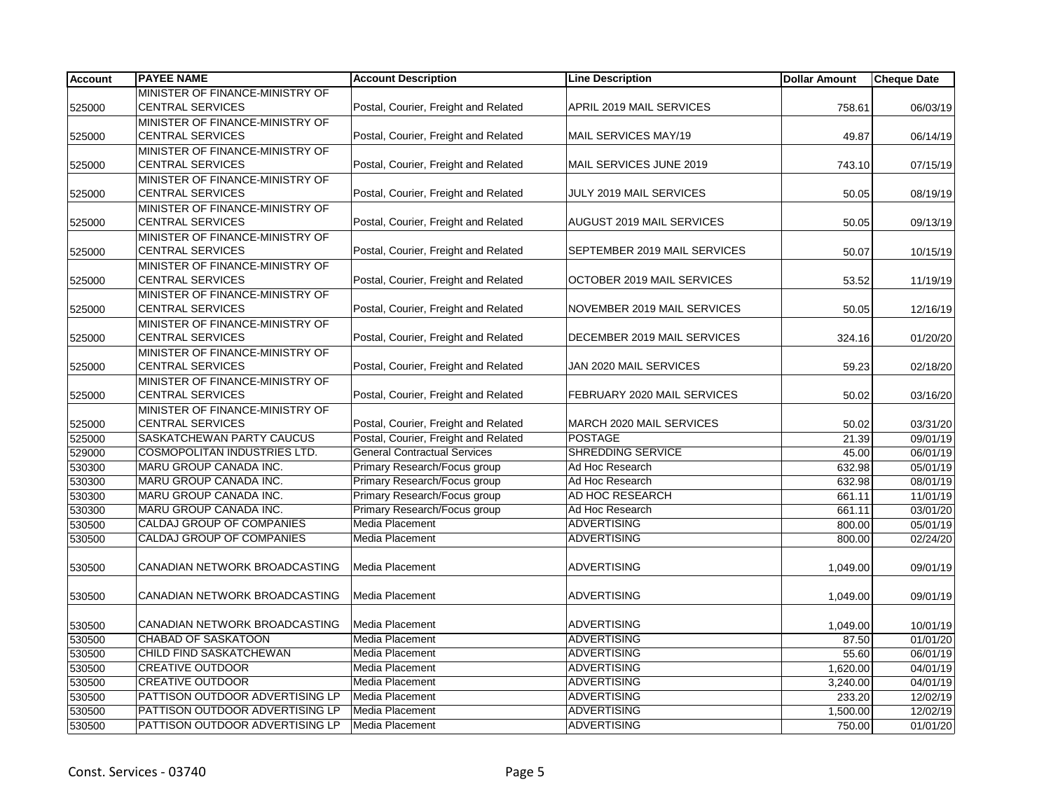| Account | PAYEE NAME | Account Description | Line Description | Dollar Amount | Cheque Date |
|---|---|---|---|---|---|
| 525000 | MINISTER OF FINANCE-MINISTRY OF CENTRAL SERVICES | Postal, Courier, Freight and Related | APRIL 2019 MAIL SERVICES | 758.61 | 06/03/19 |
| 525000 | MINISTER OF FINANCE-MINISTRY OF CENTRAL SERVICES | Postal, Courier, Freight and Related | MAIL SERVICES MAY/19 | 49.87 | 06/14/19 |
| 525000 | MINISTER OF FINANCE-MINISTRY OF CENTRAL SERVICES | Postal, Courier, Freight and Related | MAIL SERVICES JUNE 2019 | 743.10 | 07/15/19 |
| 525000 | MINISTER OF FINANCE-MINISTRY OF CENTRAL SERVICES | Postal, Courier, Freight and Related | JULY 2019 MAIL SERVICES | 50.05 | 08/19/19 |
| 525000 | MINISTER OF FINANCE-MINISTRY OF CENTRAL SERVICES | Postal, Courier, Freight and Related | AUGUST 2019 MAIL SERVICES | 50.05 | 09/13/19 |
| 525000 | MINISTER OF FINANCE-MINISTRY OF CENTRAL SERVICES | Postal, Courier, Freight and Related | SEPTEMBER 2019 MAIL SERVICES | 50.07 | 10/15/19 |
| 525000 | MINISTER OF FINANCE-MINISTRY OF CENTRAL SERVICES | Postal, Courier, Freight and Related | OCTOBER 2019 MAIL SERVICES | 53.52 | 11/19/19 |
| 525000 | MINISTER OF FINANCE-MINISTRY OF CENTRAL SERVICES | Postal, Courier, Freight and Related | NOVEMBER 2019 MAIL SERVICES | 50.05 | 12/16/19 |
| 525000 | MINISTER OF FINANCE-MINISTRY OF CENTRAL SERVICES | Postal, Courier, Freight and Related | DECEMBER 2019 MAIL SERVICES | 324.16 | 01/20/20 |
| 525000 | MINISTER OF FINANCE-MINISTRY OF CENTRAL SERVICES | Postal, Courier, Freight and Related | JAN 2020 MAIL SERVICES | 59.23 | 02/18/20 |
| 525000 | MINISTER OF FINANCE-MINISTRY OF CENTRAL SERVICES | Postal, Courier, Freight and Related | FEBRUARY 2020 MAIL SERVICES | 50.02 | 03/16/20 |
| 525000 | MINISTER OF FINANCE-MINISTRY OF CENTRAL SERVICES | Postal, Courier, Freight and Related | MARCH 2020 MAIL SERVICES | 50.02 | 03/31/20 |
| 525000 | SASKATCHEWAN PARTY CAUCUS | Postal, Courier, Freight and Related | POSTAGE | 21.39 | 09/01/19 |
| 529000 | COSMOPOLITAN INDUSTRIES LTD. | General Contractual Services | SHREDDING SERVICE | 45.00 | 06/01/19 |
| 530300 | MARU GROUP CANADA INC. | Primary Research/Focus group | Ad Hoc Research | 632.98 | 05/01/19 |
| 530300 | MARU GROUP CANADA INC. | Primary Research/Focus group | Ad Hoc Research | 632.98 | 08/01/19 |
| 530300 | MARU GROUP CANADA INC. | Primary Research/Focus group | AD HOC RESEARCH | 661.11 | 11/01/19 |
| 530300 | MARU GROUP CANADA INC. | Primary Research/Focus group | Ad Hoc Research | 661.11 | 03/01/20 |
| 530500 | CALDAJ GROUP OF COMPANIES | Media Placement | ADVERTISING | 800.00 | 05/01/19 |
| 530500 | CALDAJ GROUP OF COMPANIES | Media Placement | ADVERTISING | 800.00 | 02/24/20 |
| 530500 | CANADIAN NETWORK BROADCASTING | Media Placement | ADVERTISING | 1,049.00 | 09/01/19 |
| 530500 | CANADIAN NETWORK BROADCASTING | Media Placement | ADVERTISING | 1,049.00 | 09/01/19 |
| 530500 | CANADIAN NETWORK BROADCASTING | Media Placement | ADVERTISING | 1,049.00 | 10/01/19 |
| 530500 | CHABAD OF SASKATOON | Media Placement | ADVERTISING | 87.50 | 01/01/20 |
| 530500 | CHILD FIND SASKATCHEWAN | Media Placement | ADVERTISING | 55.60 | 06/01/19 |
| 530500 | CREATIVE OUTDOOR | Media Placement | ADVERTISING | 1,620.00 | 04/01/19 |
| 530500 | CREATIVE OUTDOOR | Media Placement | ADVERTISING | 3,240.00 | 04/01/19 |
| 530500 | PATTISON OUTDOOR ADVERTISING LP | Media Placement | ADVERTISING | 233.20 | 12/02/19 |
| 530500 | PATTISON OUTDOOR ADVERTISING LP | Media Placement | ADVERTISING | 1,500.00 | 12/02/19 |
| 530500 | PATTISON OUTDOOR ADVERTISING LP | Media Placement | ADVERTISING | 750.00 | 01/01/20 |

Const. Services - 03740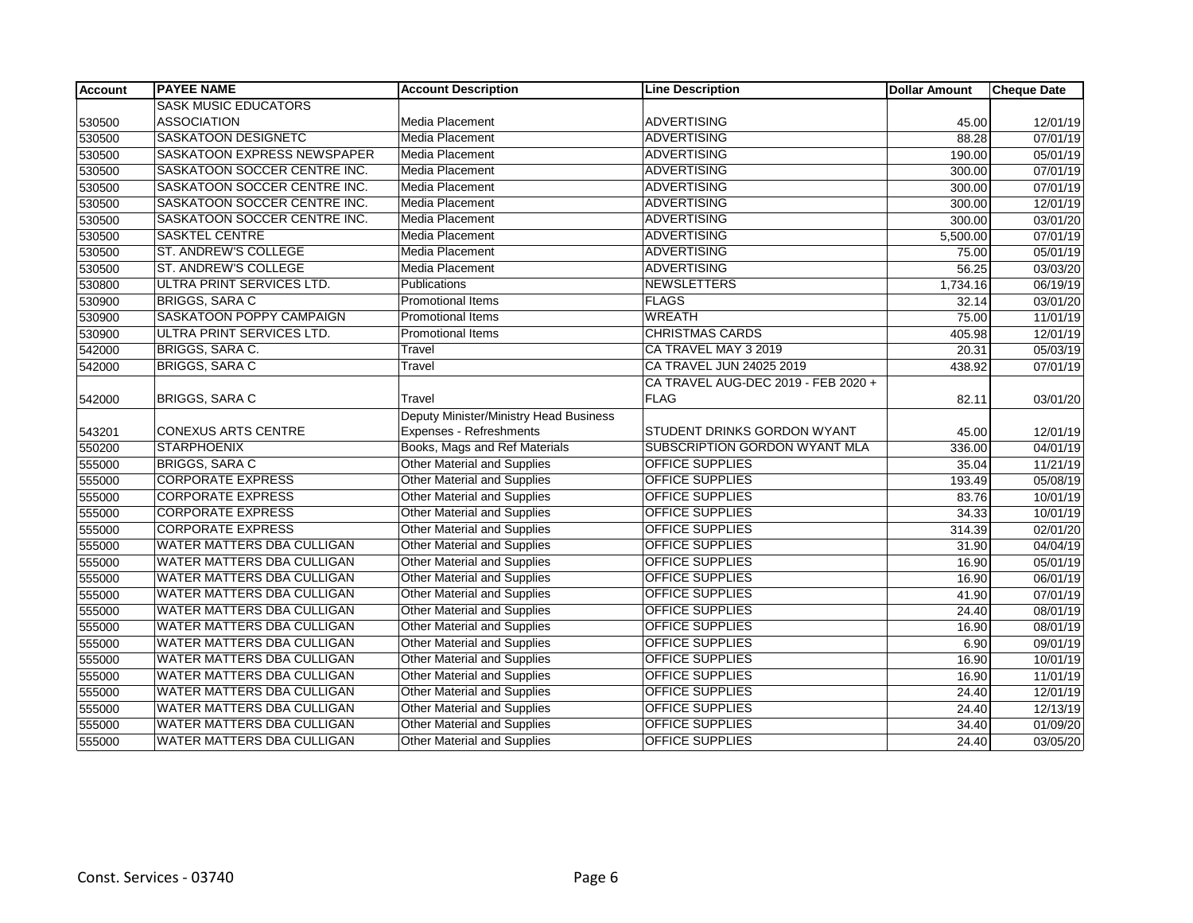| Account | PAYEE NAME | Account Description | Line Description | Dollar Amount | Cheque Date |
|---|---|---|---|---|---|
| 530500 | SASK MUSIC EDUCATORS ASSOCIATION | Media Placement | ADVERTISING | 45.00 | 12/01/19 |
| 530500 | SASKATOON DESIGNETC | Media Placement | ADVERTISING | 88.28 | 07/01/19 |
| 530500 | SASKATOON EXPRESS NEWSPAPER | Media Placement | ADVERTISING | 190.00 | 05/01/19 |
| 530500 | SASKATOON SOCCER CENTRE INC. | Media Placement | ADVERTISING | 300.00 | 07/01/19 |
| 530500 | SASKATOON SOCCER CENTRE INC. | Media Placement | ADVERTISING | 300.00 | 07/01/19 |
| 530500 | SASKATOON SOCCER CENTRE INC. | Media Placement | ADVERTISING | 300.00 | 12/01/19 |
| 530500 | SASKATOON SOCCER CENTRE INC. | Media Placement | ADVERTISING | 300.00 | 03/01/20 |
| 530500 | SASKTEL CENTRE | Media Placement | ADVERTISING | 5,500.00 | 07/01/19 |
| 530500 | ST. ANDREW'S COLLEGE | Media Placement | ADVERTISING | 75.00 | 05/01/19 |
| 530500 | ST. ANDREW'S COLLEGE | Media Placement | ADVERTISING | 56.25 | 03/03/20 |
| 530800 | ULTRA PRINT SERVICES LTD. | Publications | NEWSLETTERS | 1,734.16 | 06/19/19 |
| 530900 | BRIGGS, SARA C | Promotional Items | FLAGS | 32.14 | 03/01/20 |
| 530900 | SASKATOON POPPY CAMPAIGN | Promotional Items | WREATH | 75.00 | 11/01/19 |
| 530900 | ULTRA PRINT SERVICES LTD. | Promotional Items | CHRISTMAS CARDS | 405.98 | 12/01/19 |
| 542000 | BRIGGS, SARA C. | Travel | CA TRAVEL MAY 3 2019 | 20.31 | 05/03/19 |
| 542000 | BRIGGS, SARA C | Travel | CA TRAVEL JUN 24025 2019 | 438.92 | 07/01/19 |
| 542000 | BRIGGS, SARA C | Travel | CA TRAVEL AUG-DEC 2019 - FEB 2020 + FLAG | 82.11 | 03/01/20 |
| 543201 | CONEXUS ARTS CENTRE | Deputy Minister/Ministry Head Business Expenses - Refreshments | STUDENT DRINKS GORDON WYANT | 45.00 | 12/01/19 |
| 550200 | STARPHOENIX | Books, Mags and Ref Materials | SUBSCRIPTION GORDON WYANT MLA | 336.00 | 04/01/19 |
| 555000 | BRIGGS, SARA C | Other Material and Supplies | OFFICE SUPPLIES | 35.04 | 11/21/19 |
| 555000 | CORPORATE EXPRESS | Other Material and Supplies | OFFICE SUPPLIES | 193.49 | 05/08/19 |
| 555000 | CORPORATE EXPRESS | Other Material and Supplies | OFFICE SUPPLIES | 83.76 | 10/01/19 |
| 555000 | CORPORATE EXPRESS | Other Material and Supplies | OFFICE SUPPLIES | 34.33 | 10/01/19 |
| 555000 | CORPORATE EXPRESS | Other Material and Supplies | OFFICE SUPPLIES | 314.39 | 02/01/20 |
| 555000 | WATER MATTERS DBA CULLIGAN | Other Material and Supplies | OFFICE SUPPLIES | 31.90 | 04/04/19 |
| 555000 | WATER MATTERS DBA CULLIGAN | Other Material and Supplies | OFFICE SUPPLIES | 16.90 | 05/01/19 |
| 555000 | WATER MATTERS DBA CULLIGAN | Other Material and Supplies | OFFICE SUPPLIES | 16.90 | 06/01/19 |
| 555000 | WATER MATTERS DBA CULLIGAN | Other Material and Supplies | OFFICE SUPPLIES | 41.90 | 07/01/19 |
| 555000 | WATER MATTERS DBA CULLIGAN | Other Material and Supplies | OFFICE SUPPLIES | 24.40 | 08/01/19 |
| 555000 | WATER MATTERS DBA CULLIGAN | Other Material and Supplies | OFFICE SUPPLIES | 16.90 | 08/01/19 |
| 555000 | WATER MATTERS DBA CULLIGAN | Other Material and Supplies | OFFICE SUPPLIES | 6.90 | 09/01/19 |
| 555000 | WATER MATTERS DBA CULLIGAN | Other Material and Supplies | OFFICE SUPPLIES | 16.90 | 10/01/19 |
| 555000 | WATER MATTERS DBA CULLIGAN | Other Material and Supplies | OFFICE SUPPLIES | 16.90 | 11/01/19 |
| 555000 | WATER MATTERS DBA CULLIGAN | Other Material and Supplies | OFFICE SUPPLIES | 24.40 | 12/01/19 |
| 555000 | WATER MATTERS DBA CULLIGAN | Other Material and Supplies | OFFICE SUPPLIES | 24.40 | 12/13/19 |
| 555000 | WATER MATTERS DBA CULLIGAN | Other Material and Supplies | OFFICE SUPPLIES | 34.40 | 01/09/20 |
| 555000 | WATER MATTERS DBA CULLIGAN | Other Material and Supplies | OFFICE SUPPLIES | 24.40 | 03/05/20 |

Const. Services - 03740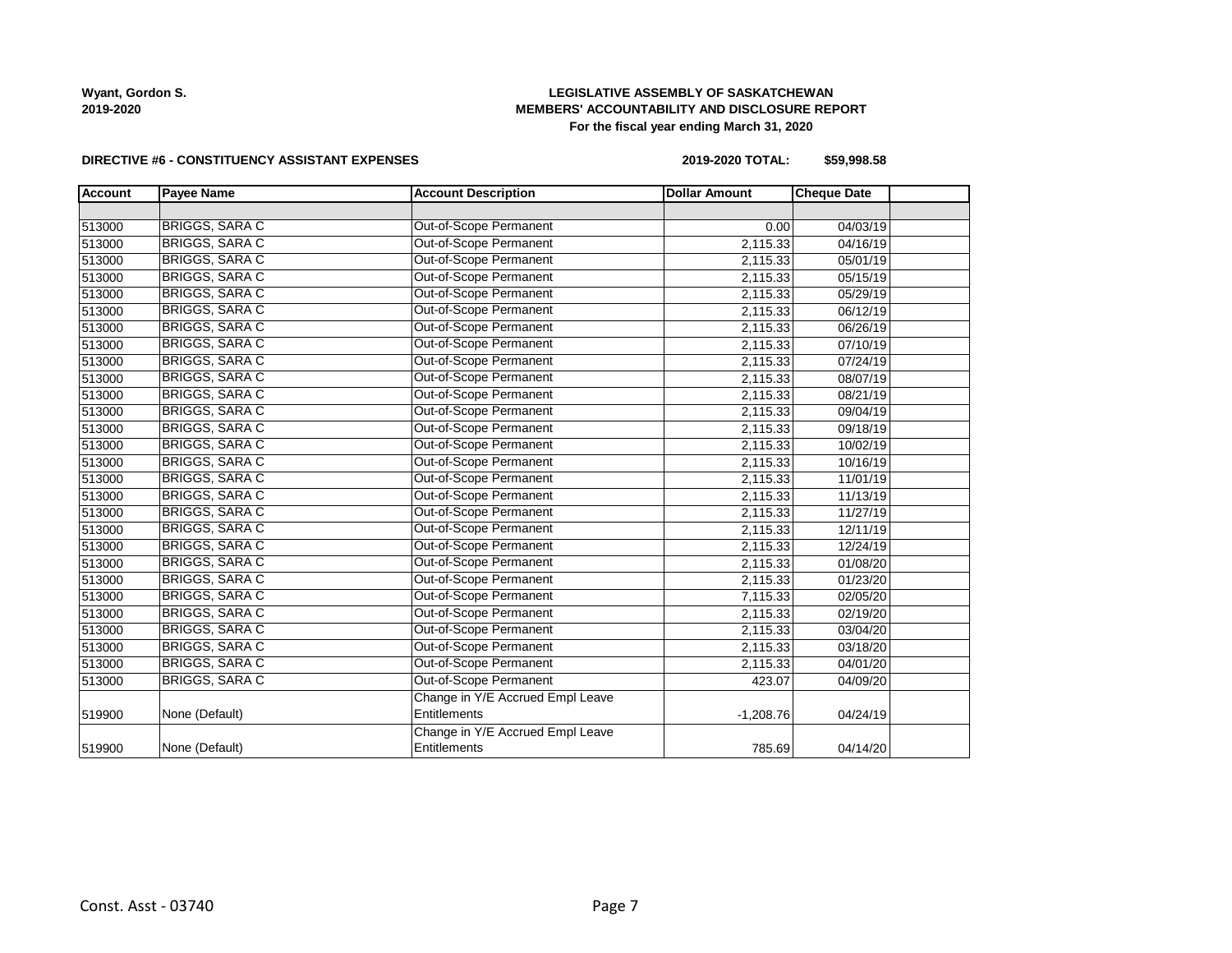**Wyant, Gordon S.**
**2019-2020**

**LEGISLATIVE ASSEMBLY OF SASKATCHEWAN**
**MEMBERS' ACCOUNTABILITY AND DISCLOSURE REPORT**
**For the fiscal year ending March 31, 2020**

**DIRECTIVE #6 - CONSTITUENCY ASSISTANT EXPENSES**

**2019-2020 TOTAL: $59,998.58**

| Account | Payee Name | Account Description | Dollar Amount | Cheque Date | |
|---|---|---|---|---|---|
| | | | | | |
| 513000 | BRIGGS, SARA C | Out-of-Scope Permanent | 0.00 | 04/03/19 | |
| 513000 | BRIGGS, SARA C | Out-of-Scope Permanent | 2,115.33 | 04/16/19 | |
| 513000 | BRIGGS, SARA C | Out-of-Scope Permanent | 2,115.33 | 05/01/19 | |
| 513000 | BRIGGS, SARA C | Out-of-Scope Permanent | 2,115.33 | 05/15/19 | |
| 513000 | BRIGGS, SARA C | Out-of-Scope Permanent | 2,115.33 | 05/29/19 | |
| 513000 | BRIGGS, SARA C | Out-of-Scope Permanent | 2,115.33 | 06/12/19 | |
| 513000 | BRIGGS, SARA C | Out-of-Scope Permanent | 2,115.33 | 06/26/19 | |
| 513000 | BRIGGS, SARA C | Out-of-Scope Permanent | 2,115.33 | 07/10/19 | |
| 513000 | BRIGGS, SARA C | Out-of-Scope Permanent | 2,115.33 | 07/24/19 | |
| 513000 | BRIGGS, SARA C | Out-of-Scope Permanent | 2,115.33 | 08/07/19 | |
| 513000 | BRIGGS, SARA C | Out-of-Scope Permanent | 2,115.33 | 08/21/19 | |
| 513000 | BRIGGS, SARA C | Out-of-Scope Permanent | 2,115.33 | 09/04/19 | |
| 513000 | BRIGGS, SARA C | Out-of-Scope Permanent | 2,115.33 | 09/18/19 | |
| 513000 | BRIGGS, SARA C | Out-of-Scope Permanent | 2,115.33 | 10/02/19 | |
| 513000 | BRIGGS, SARA C | Out-of-Scope Permanent | 2,115.33 | 10/16/19 | |
| 513000 | BRIGGS, SARA C | Out-of-Scope Permanent | 2,115.33 | 11/01/19 | |
| 513000 | BRIGGS, SARA C | Out-of-Scope Permanent | 2,115.33 | 11/13/19 | |
| 513000 | BRIGGS, SARA C | Out-of-Scope Permanent | 2,115.33 | 11/27/19 | |
| 513000 | BRIGGS, SARA C | Out-of-Scope Permanent | 2,115.33 | 12/11/19 | |
| 513000 | BRIGGS, SARA C | Out-of-Scope Permanent | 2,115.33 | 12/24/19 | |
| 513000 | BRIGGS, SARA C | Out-of-Scope Permanent | 2,115.33 | 01/08/20 | |
| 513000 | BRIGGS, SARA C | Out-of-Scope Permanent | 2,115.33 | 01/23/20 | |
| 513000 | BRIGGS, SARA C | Out-of-Scope Permanent | 7,115.33 | 02/05/20 | |
| 513000 | BRIGGS, SARA C | Out-of-Scope Permanent | 2,115.33 | 02/19/20 | |
| 513000 | BRIGGS, SARA C | Out-of-Scope Permanent | 2,115.33 | 03/04/20 | |
| 513000 | BRIGGS, SARA C | Out-of-Scope Permanent | 2,115.33 | 03/18/20 | |
| 513000 | BRIGGS, SARA C | Out-of-Scope Permanent | 2,115.33 | 04/01/20 | |
| 513000 | BRIGGS, SARA C | Out-of-Scope Permanent | 423.07 | 04/09/20 | |
| 519900 | None (Default) | Change in Y/E Accrued Empl Leave Entitlements | -1,208.76 | 04/24/19 | |
| 519900 | None (Default) | Change in Y/E Accrued Empl Leave Entitlements | 785.69 | 04/14/20 | |

Const. Asst - 03740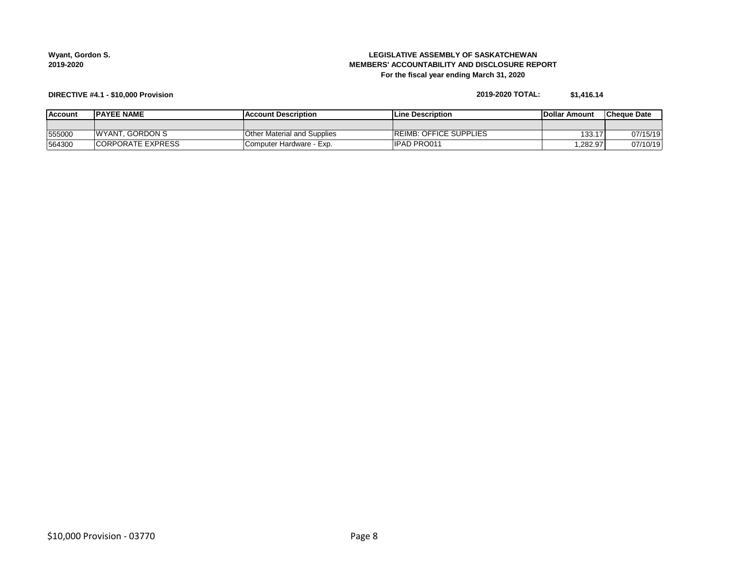**Wyant, Gordon S.**
**2019-2020**

**LEGISLATIVE ASSEMBLY OF SASKATCHEWAN**
**MEMBERS' ACCOUNTABILITY AND DISCLOSURE REPORT**
**For the fiscal year ending March 31, 2020**

**DIRECTIVE #4.1 - $10,000 Provision**

**2019-2020 TOTAL: $1,416.14**

| Account | PAYEE NAME | Account Description | Line Description | Dollar Amount | Cheque Date |
|---|---|---|---|---|---|
| | | | | | |
| 555000 | WYANT, GORDON S | Other Material and Supplies | REIMB: OFFICE SUPPLIES | 133.17 | 07/15/19 |
| 564300 | CORPORATE EXPRESS | Computer Hardware - Exp. | IPAD PRO011 | 1,282.97 | 07/10/19 |

$10,000 Provision - 03770